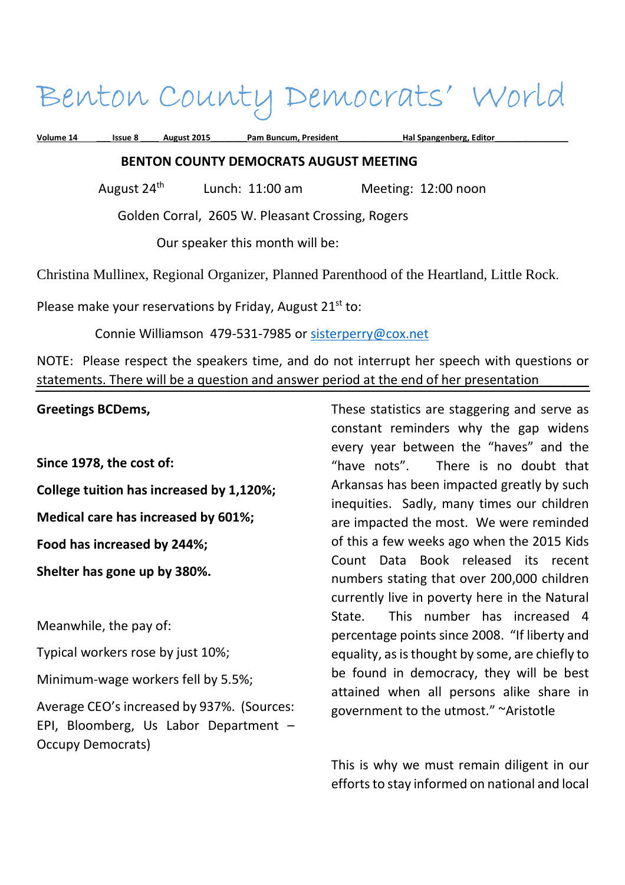# Benton County Democrats' World

Volume 14 Issue 8 August 2015 Pam Buncum, President Hal Spangenberg, Editor

## BENTON COUNTY DEMOCRATS AUGUST MEETING

August 24th Lunch: 11:00 am Meeting: 12:00 noon

Golden Corral, 2605 W. Pleasant Crossing, Rogers

Our speaker this month will be:

Christina Mullinex, Regional Organizer, Planned Parenthood of the Heartland, Little Rock.

Please make your reservations by Friday, August 21st to:

Connie Williamson 479-531-7985 or sisterperry@cox.net

NOTE: Please respect the speakers time, and do not interrupt her speech with questions or statements. There will be a question and answer period at the end of her presentation

---

**Greetings BCDems,**

**Since 1978, the cost of:**

**College tuition has increased by 1,120%;**

**Medical care has increased by 601%;**

**Food has increased by 244%;**

**Shelter has gone up by 380%.**

Meanwhile, the pay of:

Typical workers rose by just 10%;

Minimum-wage workers fell by 5.5%;

Average CEO's increased by 937%. (Sources: EPI, Bloomberg, Us Labor Department – Occupy Democrats)

These statistics are staggering and serve as constant reminders why the gap widens every year between the "haves" and the "have nots". There is no doubt that Arkansas has been impacted greatly by such inequities. Sadly, many times our children are impacted the most. We were reminded of this a few weeks ago when the 2015 Kids Count Data Book released its recent numbers stating that over 200,000 children currently live in poverty here in the Natural State. This number has increased 4 percentage points since 2008. "If liberty and equality, as is thought by some, are chiefly to be found in democracy, they will be best attained when all persons alike share in government to the utmost." ~Aristotle

This is why we must remain diligent in our efforts to stay informed on national and local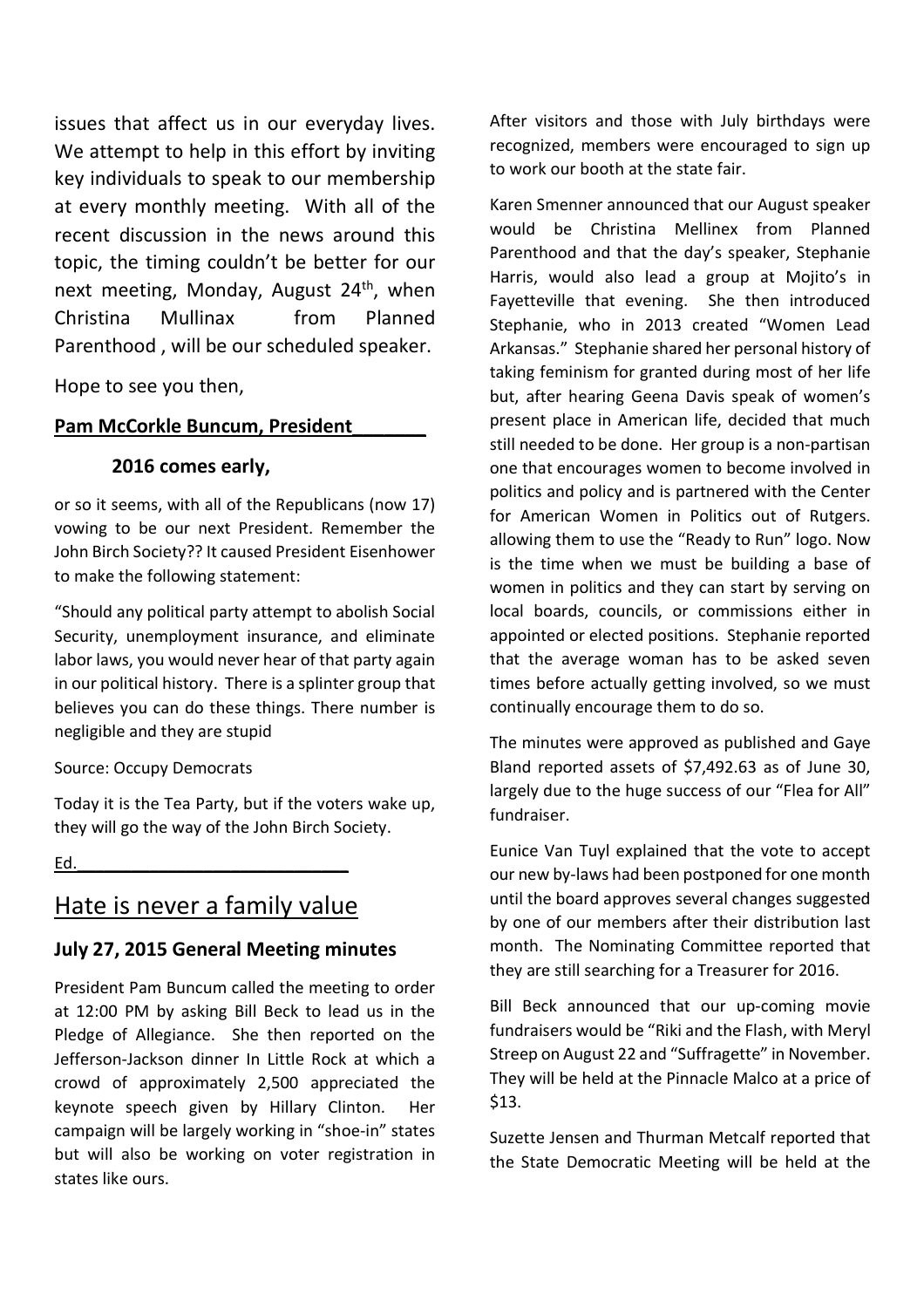issues that affect us in our everyday lives. We attempt to help in this effort by inviting key individuals to speak to our membership at every monthly meeting. With all of the recent discussion in the news around this topic, the timing couldn't be better for our next meeting, Monday, August 24th, when Christina Mullinax from Planned Parenthood , will be our scheduled speaker.

Hope to see you then,

**Pam McCorkle Buncum, President**

**2016 comes early,**

or so it seems, with all of the Republicans (now 17) vowing to be our next President. Remember the John Birch Society?? It caused President Eisenhower to make the following statement:

"Should any political party attempt to abolish Social Security, unemployment insurance, and eliminate labor laws, you would never hear of that party again in our political history. There is a splinter group that believes you can do these things. There number is negligible and they are stupid

Source: Occupy Democrats

Today it is the Tea Party, but if the voters wake up, they will go the way of the John Birch Society.

Ed.

## Hate is never a family value

### July 27, 2015 General Meeting minutes

President Pam Buncum called the meeting to order at 12:00 PM by asking Bill Beck to lead us in the Pledge of Allegiance. She then reported on the Jefferson-Jackson dinner In Little Rock at which a crowd of approximately 2,500 appreciated the keynote speech given by Hillary Clinton. Her campaign will be largely working in "shoe-in" states but will also be working on voter registration in states like ours.

After visitors and those with July birthdays were recognized, members were encouraged to sign up to work our booth at the state fair.

Karen Smenner announced that our August speaker would be Christina Mellinex from Planned Parenthood and that the day's speaker, Stephanie Harris, would also lead a group at Mojito's in Fayetteville that evening. She then introduced Stephanie, who in 2013 created "Women Lead Arkansas." Stephanie shared her personal history of taking feminism for granted during most of her life but, after hearing Geena Davis speak of women's present place in American life, decided that much still needed to be done. Her group is a non-partisan one that encourages women to become involved in politics and policy and is partnered with the Center for American Women in Politics out of Rutgers. allowing them to use the "Ready to Run" logo. Now is the time when we must be building a base of women in politics and they can start by serving on local boards, councils, or commissions either in appointed or elected positions. Stephanie reported that the average woman has to be asked seven times before actually getting involved, so we must continually encourage them to do so.

The minutes were approved as published and Gaye Bland reported assets of $7,492.63 as of June 30, largely due to the huge success of our "Flea for All" fundraiser.

Eunice Van Tuyl explained that the vote to accept our new by-laws had been postponed for one month until the board approves several changes suggested by one of our members after their distribution last month. The Nominating Committee reported that they are still searching for a Treasurer for 2016.

Bill Beck announced that our up-coming movie fundraisers would be "Riki and the Flash, with Meryl Streep on August 22 and "Suffragette" in November. They will be held at the Pinnacle Malco at a price of $13.

Suzette Jensen and Thurman Metcalf reported that the State Democratic Meeting will be held at the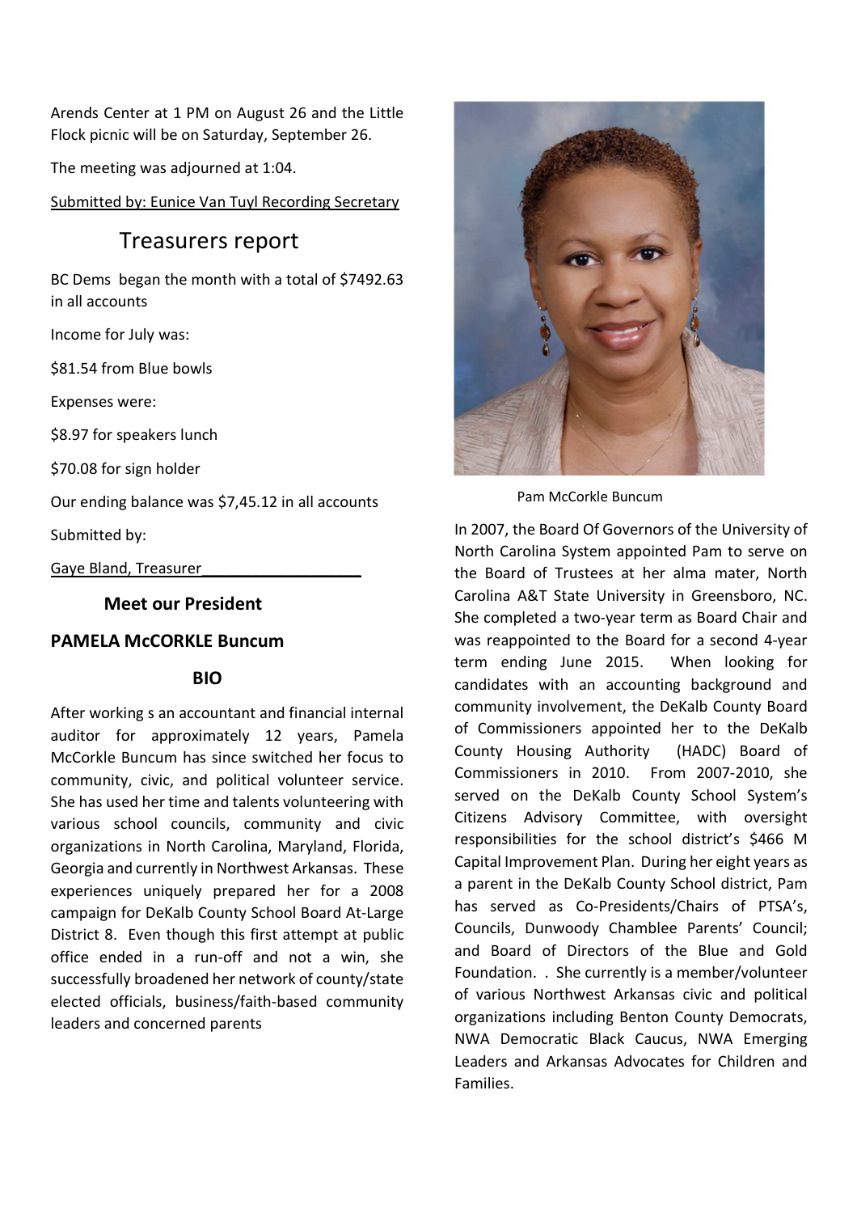Arends Center at 1 PM on August 26 and the Little Flock picnic will be on Saturday, September 26.

The meeting was adjourned at 1:04.

Submitted by: Eunice Van Tuyl Recording Secretary

## Treasurers report

BC Dems began the month with a total of $7492.63 in all accounts

Income for July was:

$81.54 from Blue bowls

Expenses were:

$8.97 for speakers lunch

$70.08 for sign holder

Our ending balance was $7,45.12 in all accounts

Submitted by:

Gaye Bland, Treasurer___________________

### Meet our President

### PAMELA McCORKLE Buncum

### BIO

After working s an accountant and financial internal auditor for approximately 12 years, Pamela McCorkle Buncum has since switched her focus to community, civic, and political volunteer service. She has used her time and talents volunteering with various school councils, community and civic organizations in North Carolina, Maryland, Florida, Georgia and currently in Northwest Arkansas. These experiences uniquely prepared her for a 2008 campaign for DeKalb County School Board At-Large District 8. Even though this first attempt at public office ended in a run-off and not a win, she successfully broadened her network of county/state elected officials, business/faith-based community leaders and concerned parents

Pam McCorkle Buncum

In 2007, the Board Of Governors of the University of North Carolina System appointed Pam to serve on the Board of Trustees at her alma mater, North Carolina A&T State University in Greensboro, NC. She completed a two-year term as Board Chair and was reappointed to the Board for a second 4-year term ending June 2015. When looking for candidates with an accounting background and community involvement, the DeKalb County Board of Commissioners appointed her to the DeKalb County Housing Authority (HADC) Board of Commissioners in 2010. From 2007-2010, she served on the DeKalb County School System's Citizens Advisory Committee, with oversight responsibilities for the school district's $466 M Capital Improvement Plan. During her eight years as a parent in the DeKalb County School district, Pam has served as Co-Presidents/Chairs of PTSA's, Councils, Dunwoody Chamblee Parents' Council; and Board of Directors of the Blue and Gold Foundation. . She currently is a member/volunteer of various Northwest Arkansas civic and political organizations including Benton County Democrats, NWA Democratic Black Caucus, NWA Emerging Leaders and Arkansas Advocates for Children and Families.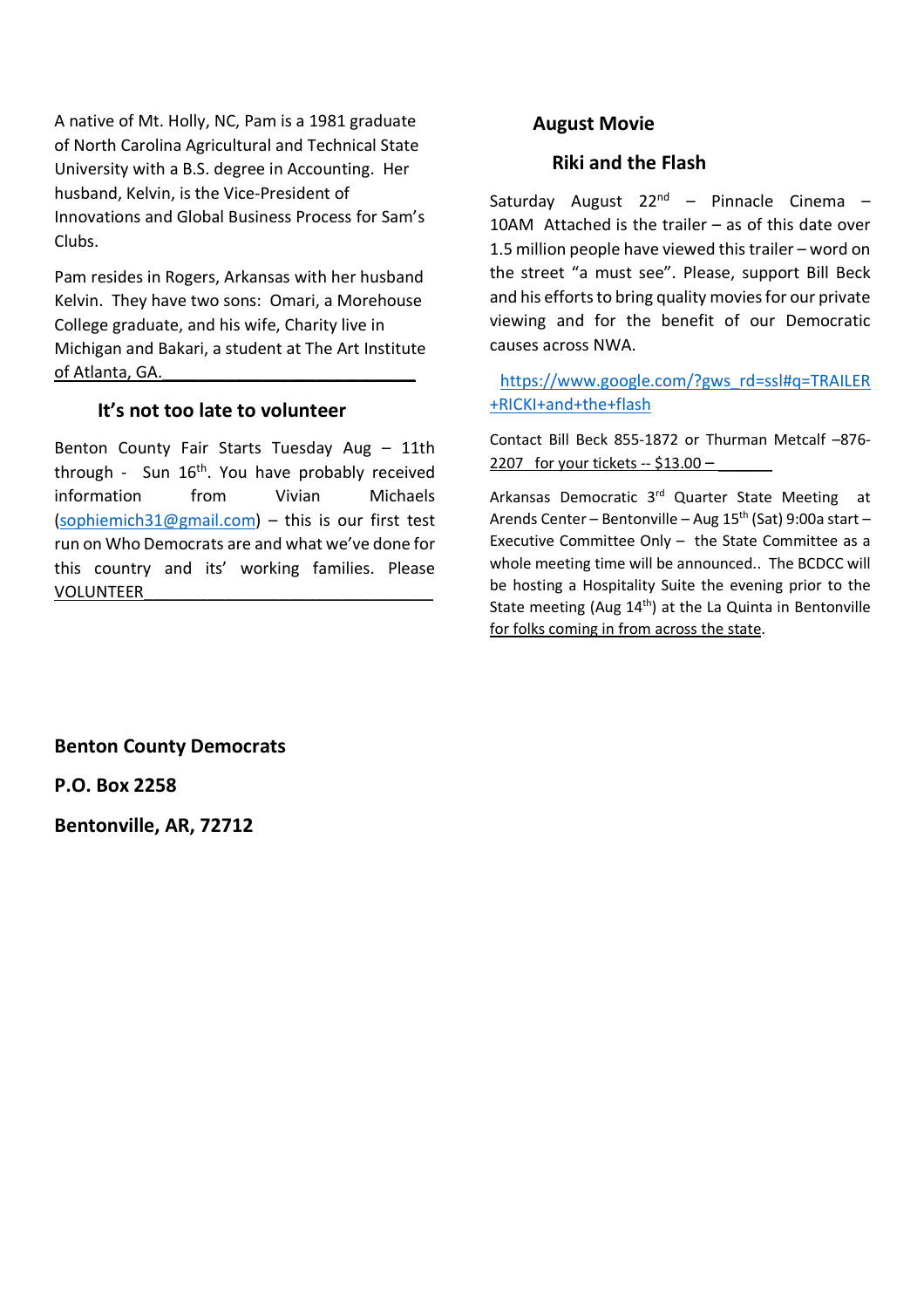A native of Mt. Holly, NC, Pam is a 1981 graduate of North Carolina Agricultural and Technical State University with a B.S. degree in Accounting. Her husband, Kelvin, is the Vice-President of Innovations and Global Business Process for Sam's Clubs.

Pam resides in Rogers, Arkansas with her husband Kelvin. They have two sons: Omari, a Morehouse College graduate, and his wife, Charity live in Michigan and Bakari, a student at The Art Institute of Atlanta, GA.

### It's not too late to volunteer

Benton County Fair Starts Tuesday Aug – 11th through - Sun 16th. You have probably received information from Vivian Michaels (sophiemich31@gmail.com) – this is our first test run on Who Democrats are and what we've done for this country and its' working families. Please VOLUNTEER

### August Movie

### Riki and the Flash

Saturday August 22nd – Pinnacle Cinema – 10AM Attached is the trailer – as of this date over 1.5 million people have viewed this trailer – word on the street "a must see". Please, support Bill Beck and his efforts to bring quality movies for our private viewing and for the benefit of our Democratic causes across NWA.

https://www.google.com/?gws_rd=ssl#q=TRAILER+RICKI+and+the+flash

Contact Bill Beck 855-1872 or Thurman Metcalf –876-2207 for your tickets -- $13.00 –

Arkansas Democratic 3rd Quarter State Meeting at Arends Center – Bentonville – Aug 15th (Sat) 9:00a start – Executive Committee Only – the State Committee as a whole meeting time will be announced.. The BCDCC will be hosting a Hospitality Suite the evening prior to the State meeting (Aug 14th) at the La Quinta in Bentonville for folks coming in from across the state.

**Benton County Democrats**

**P.O. Box 2258**

**Bentonville, AR, 72712**